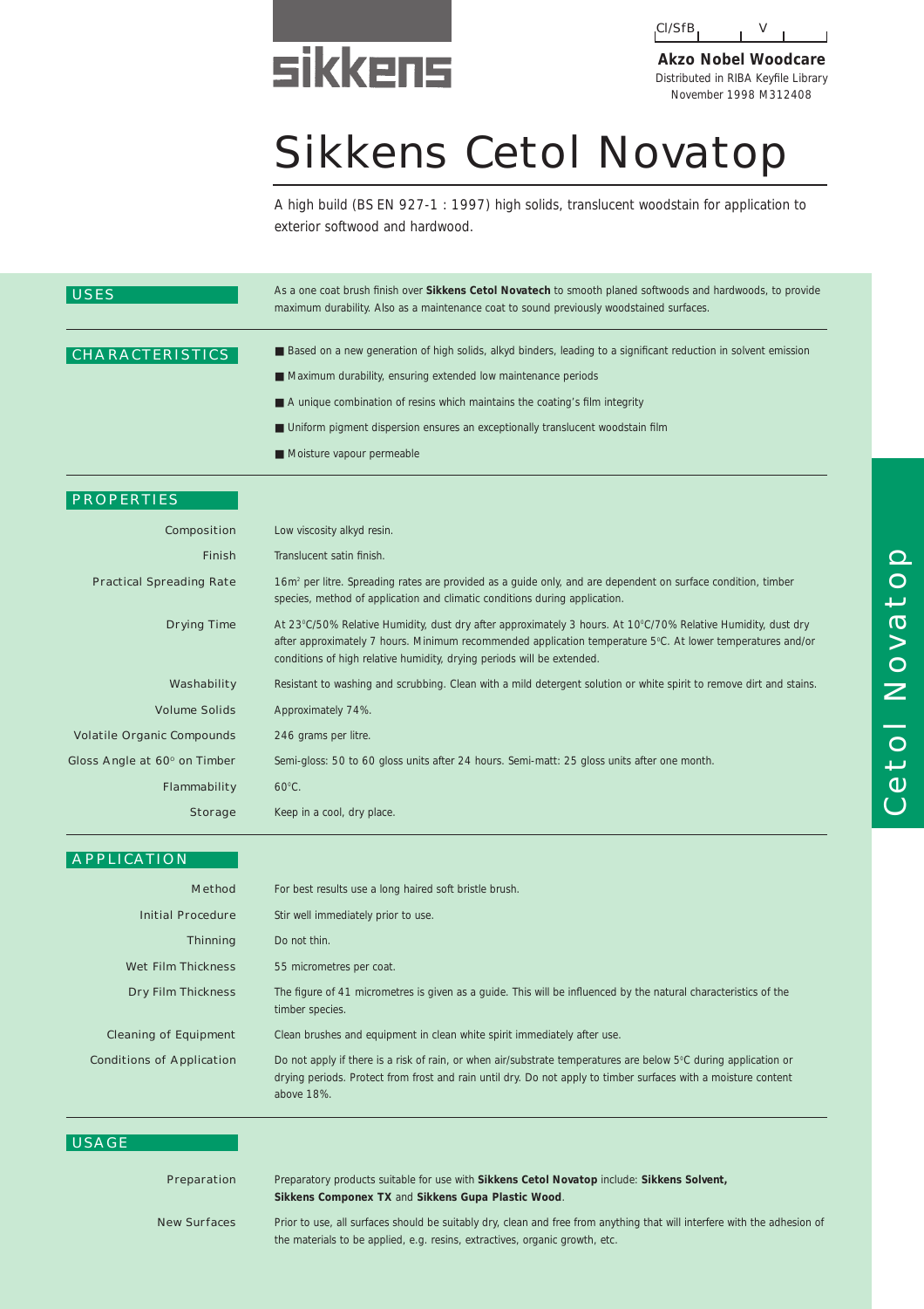sikkens

CI/SfB | V |

**Akzo Nobel Woodcare**
Distributed in RIBA Keyfile Library
November 1998 M312408

# Sikkens Cetol Novatop

A high build (BS EN 927-1 : 1997) high solids, translucent woodstain for application to exterior softwood and hardwood.

## USES

As a one coat brush finish over **Sikkens Cetol Novatech** to smooth planed softwoods and hardwoods, to provide maximum durability. Also as a maintenance coat to sound previously woodstained surfaces.

## CHARACTERISTICS

- Based on a new generation of high solids, alkyd binders, leading to a significant reduction in solvent emission
- Maximum durability, ensuring extended low maintenance periods
- A unique combination of resins which maintains the coating's film integrity
- Uniform pigment dispersion ensures an exceptionally translucent woodstain film
- Moisture vapour permeable

## PROPERTIES

| | |
|---|---|
| Composition | Low viscosity alkyd resin. |
| Finish | Translucent satin finish. |
| Practical Spreading Rate | 16m² per litre. Spreading rates are provided as a guide only, and are dependent on surface condition, timber species, method of application and climatic conditions during application. |
| Drying Time | At 23°C/50% Relative Humidity, dust dry after approximately 3 hours. At 10°C/70% Relative Humidity, dust dry after approximately 7 hours. Minimum recommended application temperature 5°C. At lower temperatures and/or conditions of high relative humidity, drying periods will be extended. |
| Washability | Resistant to washing and scrubbing. Clean with a mild detergent solution or white spirit to remove dirt and stains. |
| Volume Solids | Approximately 74%. |
| Volatile Organic Compounds | 246 grams per litre. |
| Gloss Angle at 60° on Timber | Semi-gloss: 50 to 60 gloss units after 24 hours. Semi-matt: 25 gloss units after one month. |
| Flammability | 60°C. |
| Storage | Keep in a cool, dry place. |

## APPLICATION

| | |
|---|---|
| Method | For best results use a long haired soft bristle brush. |
| Initial Procedure | Stir well immediately prior to use. |
| Thinning | Do not thin. |
| Wet Film Thickness | 55 micrometres per coat. |
| Dry Film Thickness | The figure of 41 micrometres is given as a guide. This will be influenced by the natural characteristics of the timber species. |
| Cleaning of Equipment | Clean brushes and equipment in clean white spirit immediately after use. |
| Conditions of Application | Do not apply if there is a risk of rain, or when air/substrate temperatures are below 5°C during application or drying periods. Protect from frost and rain until dry. Do not apply to timber surfaces with a moisture content above 18%. |

## USAGE

| | |
|---|---|
| Preparation | Preparatory products suitable for use with **Sikkens Cetol Novatop** include: **Sikkens Solvent, Sikkens Componex TX** and **Sikkens Gupa Plastic Wood**. |
| New Surfaces | Prior to use, all surfaces should be suitably dry, clean and free from anything that will interfere with the adhesion of the materials to be applied, e.g. resins, extractives, organic growth, etc. |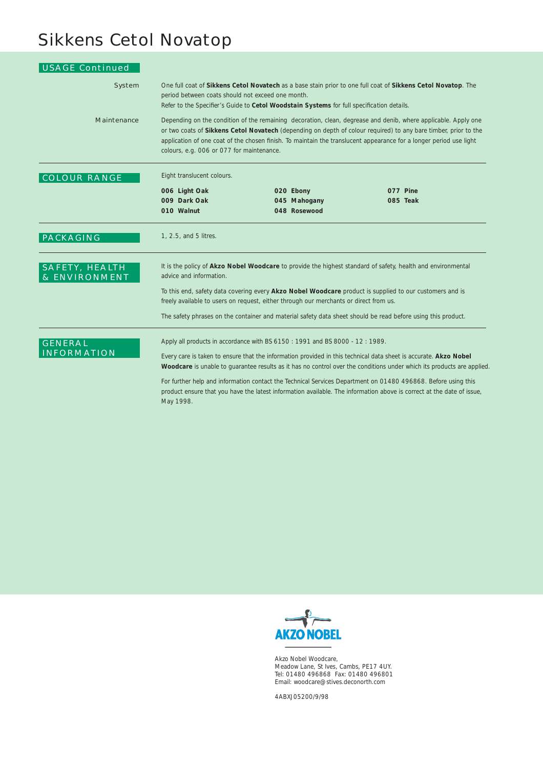# Sikkens Cetol Novatop

## USAGE Continued

**System**

One full coat of **Sikkens Cetol Novatech** as a base stain prior to one full coat of **Sikkens Cetol Novatop**. The period between coats should not exceed one month.
Refer to the Specifier's Guide to **Cetol Woodstain Systems** for full specification details.

**Maintenance**

Depending on the condition of the remaining decoration, clean, degrease and denib, where applicable. Apply one or two coats of **Sikkens Cetol Novatech** (depending on depth of colour required) to any bare timber, prior to the application of one coat of the chosen finish. To maintain the translucent appearance for a longer period use light colours, e.g. 006 or 077 for maintenance.

## COLOUR RANGE

Eight translucent colours.

| | | |
|---|---|---|
| **006 Light Oak** | **020 Ebony** | **077 Pine** |
| **009 Dark Oak** | **045 Mahogany** | **085 Teak** |
| **010 Walnut** | **048 Rosewood** | |

## PACKAGING

1, 2.5, and 5 litres.

## SAFETY, HEALTH & ENVIRONMENT

It is the policy of **Akzo Nobel Woodcare** to provide the highest standard of safety, health and environmental advice and information.

To this end, safety data covering every **Akzo Nobel Woodcare** product is supplied to our customers and is freely available to users on request, either through our merchants or direct from us.

The safety phrases on the container and material safety data sheet should be read before using this product.

## GENERAL INFORMATION

Apply all products in accordance with BS 6150 : 1991 and BS 8000 - 12 : 1989.

Every care is taken to ensure that the information provided in this technical data sheet is accurate. **Akzo Nobel Woodcare** is unable to guarantee results as it has no control over the conditions under which its products are applied.

For further help and information contact the Technical Services Department on 01480 496868. Before using this product ensure that you have the latest information available. The information above is correct at the date of issue, May 1998.

AKZO NOBEL

Akzo Nobel Woodcare,
Meadow Lane, St Ives, Cambs, PE17 4UY.
Tel: 01480 496868 Fax: 01480 496801
Email: woodcare@stives.deconorth.com

4ABXJ05200/9/98